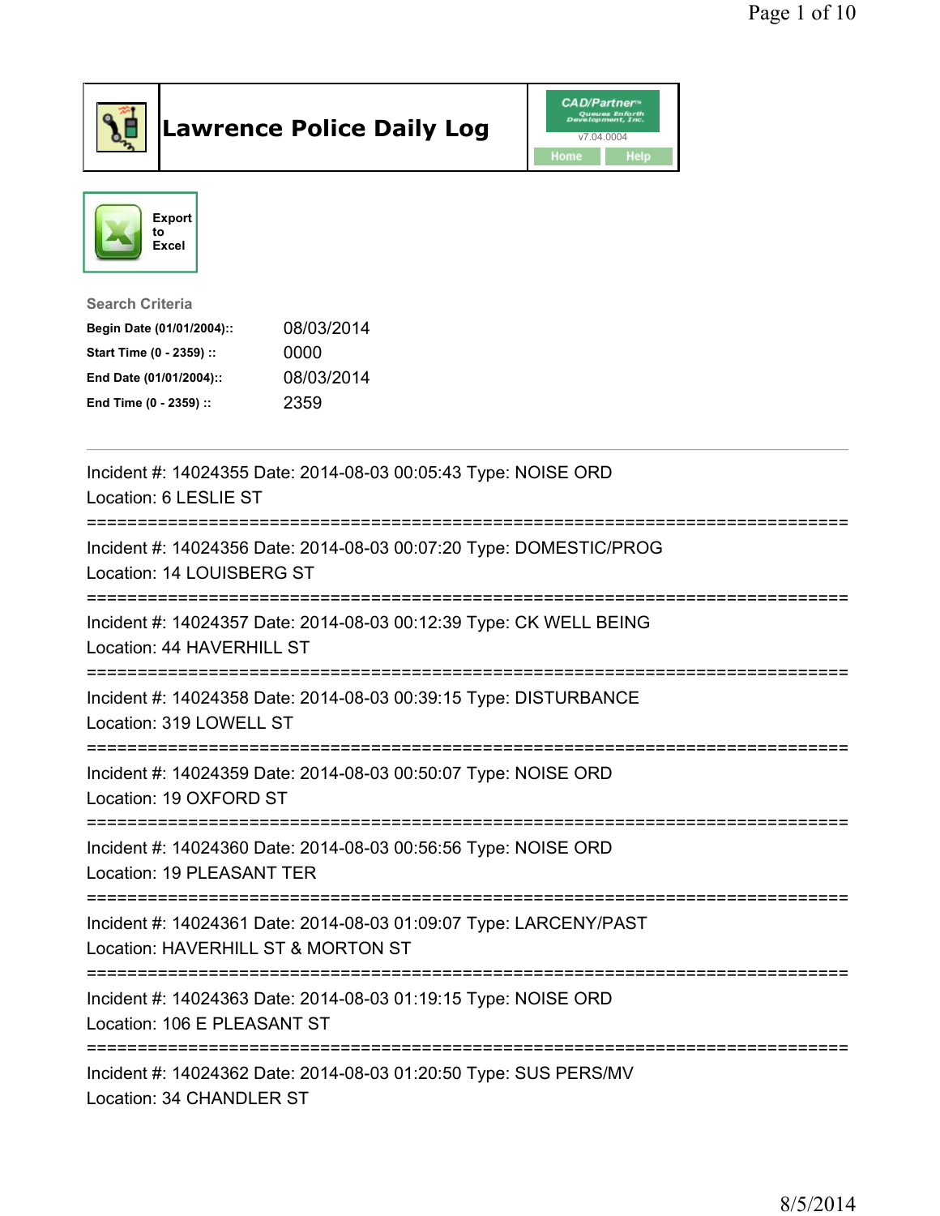# Lawrence Police Daily Log

CAD/Partner v7.04.0004

Home | Help

Export to Excel

**Search Criteria**

| | |
|---|---|
| **Begin Date (01/01/2004)::** | 08/03/2014 |
| **Start Time (0 - 2359) ::** | 0000 |
| **End Date (01/01/2004)::** | 08/03/2014 |
| **End Time (0 - 2359) ::** | 2359 |

---

Incident #: 14024355 Date: 2014-08-03 00:05:43 Type: NOISE ORD
Location: 6 LESLIE ST

===========================================================================

Incident #: 14024356 Date: 2014-08-03 00:07:20 Type: DOMESTIC/PROG
Location: 14 LOUISBERG ST

===========================================================================

Incident #: 14024357 Date: 2014-08-03 00:12:39 Type: CK WELL BEING
Location: 44 HAVERHILL ST

===========================================================================

Incident #: 14024358 Date: 2014-08-03 00:39:15 Type: DISTURBANCE
Location: 319 LOWELL ST

===========================================================================

Incident #: 14024359 Date: 2014-08-03 00:50:07 Type: NOISE ORD
Location: 19 OXFORD ST

===========================================================================

Incident #: 14024360 Date: 2014-08-03 00:56:56 Type: NOISE ORD
Location: 19 PLEASANT TER

===========================================================================

Incident #: 14024361 Date: 2014-08-03 01:09:07 Type: LARCENY/PAST
Location: HAVERHILL ST & MORTON ST

===========================================================================

Incident #: 14024363 Date: 2014-08-03 01:19:15 Type: NOISE ORD
Location: 106 E PLEASANT ST

===========================================================================

Incident #: 14024362 Date: 2014-08-03 01:20:50 Type: SUS PERS/MV
Location: 34 CHANDLER ST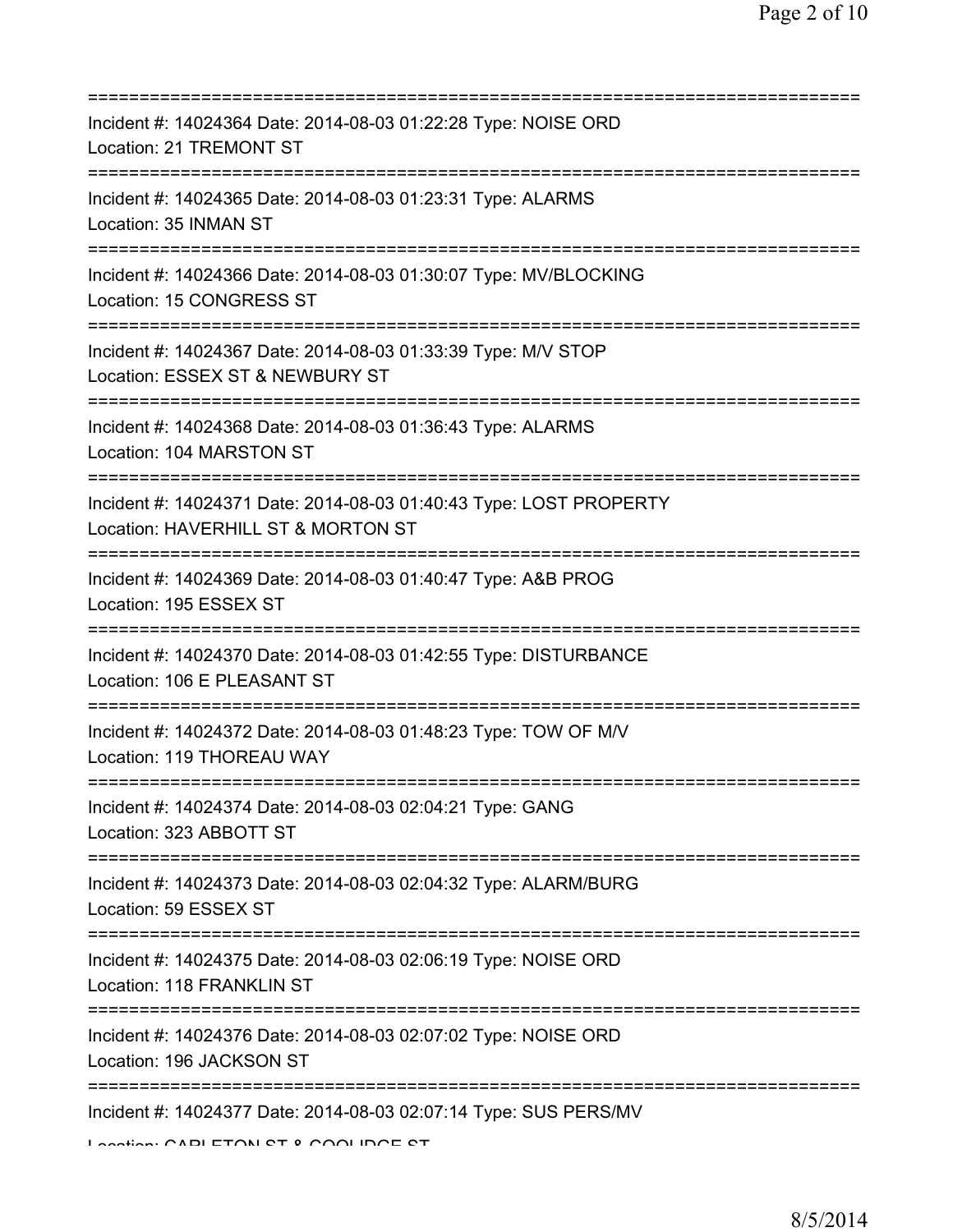===========================================================================
Incident #: 14024364 Date: 2014-08-03 01:22:28 Type: NOISE ORD
Location: 21 TREMONT ST
===========================================================================
Incident #: 14024365 Date: 2014-08-03 01:23:31 Type: ALARMS
Location: 35 INMAN ST
===========================================================================
Incident #: 14024366 Date: 2014-08-03 01:30:07 Type: MV/BLOCKING
Location: 15 CONGRESS ST
===========================================================================
Incident #: 14024367 Date: 2014-08-03 01:33:39 Type: M/V STOP
Location: ESSEX ST & NEWBURY ST
===========================================================================
Incident #: 14024368 Date: 2014-08-03 01:36:43 Type: ALARMS
Location: 104 MARSTON ST
===========================================================================
Incident #: 14024371 Date: 2014-08-03 01:40:43 Type: LOST PROPERTY
Location: HAVERHILL ST & MORTON ST
===========================================================================
Incident #: 14024369 Date: 2014-08-03 01:40:47 Type: A&B PROG
Location: 195 ESSEX ST
===========================================================================
Incident #: 14024370 Date: 2014-08-03 01:42:55 Type: DISTURBANCE
Location: 106 E PLEASANT ST
===========================================================================
Incident #: 14024372 Date: 2014-08-03 01:48:23 Type: TOW OF M/V
Location: 119 THOREAU WAY
===========================================================================
Incident #: 14024374 Date: 2014-08-03 02:04:21 Type: GANG
Location: 323 ABBOTT ST
===========================================================================
Incident #: 14024373 Date: 2014-08-03 02:04:32 Type: ALARM/BURG
Location: 59 ESSEX ST
===========================================================================
Incident #: 14024375 Date: 2014-08-03 02:06:19 Type: NOISE ORD
Location: 118 FRANKLIN ST
===========================================================================
Incident #: 14024376 Date: 2014-08-03 02:07:02 Type: NOISE ORD
Location: 196 JACKSON ST
===========================================================================
Incident #: 14024377 Date: 2014-08-03 02:07:14 Type: SUS PERS/MV
Location: CARLETON ST & COOLIDGE ST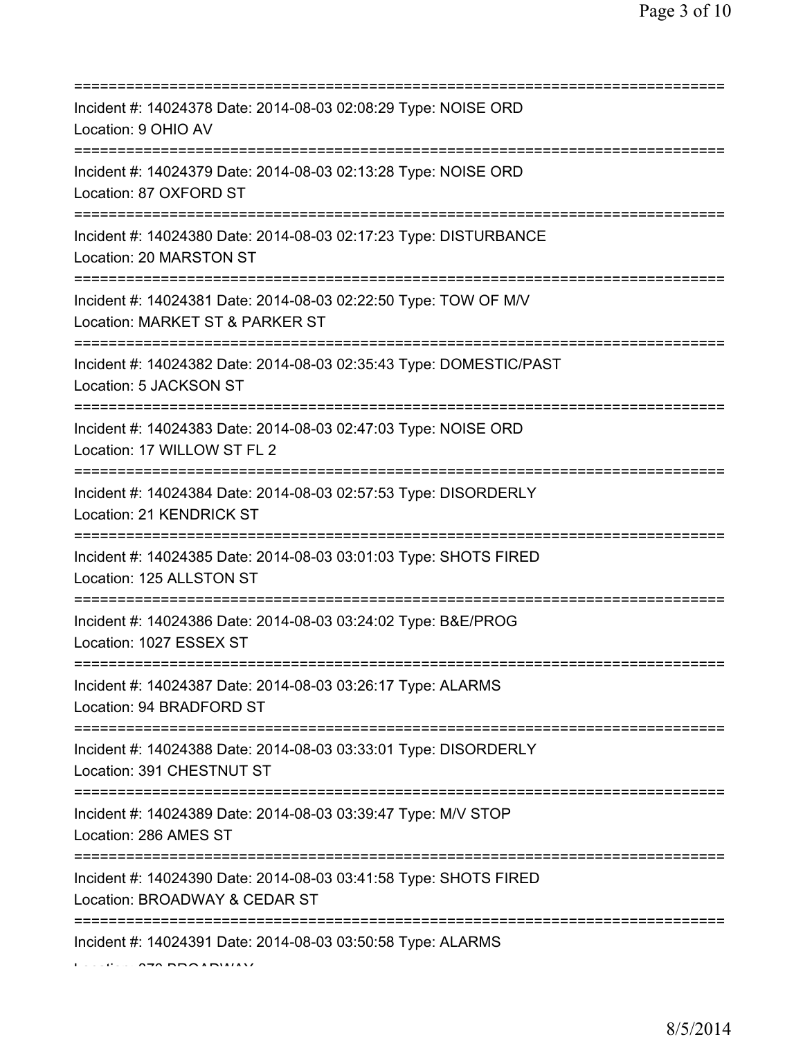===========================================================================
Incident #: 14024378 Date: 2014-08-03 02:08:29 Type: NOISE ORD
Location: 9 OHIO AV
===========================================================================
Incident #: 14024379 Date: 2014-08-03 02:13:28 Type: NOISE ORD
Location: 87 OXFORD ST
===========================================================================
Incident #: 14024380 Date: 2014-08-03 02:17:23 Type: DISTURBANCE
Location: 20 MARSTON ST
===========================================================================
Incident #: 14024381 Date: 2014-08-03 02:22:50 Type: TOW OF M/V
Location: MARKET ST & PARKER ST
===========================================================================
Incident #: 14024382 Date: 2014-08-03 02:35:43 Type: DOMESTIC/PAST
Location: 5 JACKSON ST
===========================================================================
Incident #: 14024383 Date: 2014-08-03 02:47:03 Type: NOISE ORD
Location: 17 WILLOW ST FL 2
===========================================================================
Incident #: 14024384 Date: 2014-08-03 02:57:53 Type: DISORDERLY
Location: 21 KENDRICK ST
===========================================================================
Incident #: 14024385 Date: 2014-08-03 03:01:03 Type: SHOTS FIRED
Location: 125 ALLSTON ST
===========================================================================
Incident #: 14024386 Date: 2014-08-03 03:24:02 Type: B&E/PROG
Location: 1027 ESSEX ST
===========================================================================
Incident #: 14024387 Date: 2014-08-03 03:26:17 Type: ALARMS
Location: 94 BRADFORD ST
===========================================================================
Incident #: 14024388 Date: 2014-08-03 03:33:01 Type: DISORDERLY
Location: 391 CHESTNUT ST
===========================================================================
Incident #: 14024389 Date: 2014-08-03 03:39:47 Type: M/V STOP
Location: 286 AMES ST
===========================================================================
Incident #: 14024390 Date: 2014-08-03 03:41:58 Type: SHOTS FIRED
Location: BROADWAY & CEDAR ST
===========================================================================
Incident #: 14024391 Date: 2014-08-03 03:50:58 Type: ALARMS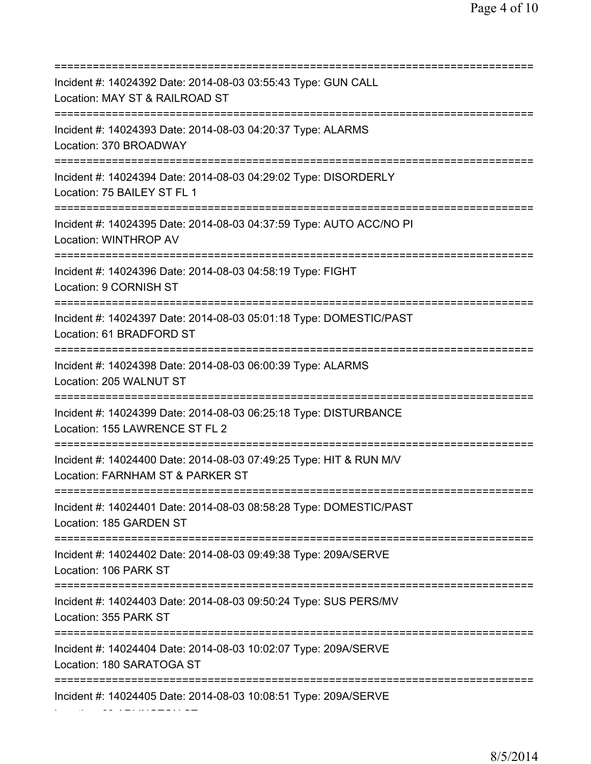===========================================================================
Incident #: 14024392 Date: 2014-08-03 03:55:43 Type: GUN CALL
Location: MAY ST & RAILROAD ST
===========================================================================
Incident #: 14024393 Date: 2014-08-03 04:20:37 Type: ALARMS
Location: 370 BROADWAY
===========================================================================
Incident #: 14024394 Date: 2014-08-03 04:29:02 Type: DISORDERLY
Location: 75 BAILEY ST FL 1
===========================================================================
Incident #: 14024395 Date: 2014-08-03 04:37:59 Type: AUTO ACC/NO PI
Location: WINTHROP AV
===========================================================================
Incident #: 14024396 Date: 2014-08-03 04:58:19 Type: FIGHT
Location: 9 CORNISH ST
===========================================================================
Incident #: 14024397 Date: 2014-08-03 05:01:18 Type: DOMESTIC/PAST
Location: 61 BRADFORD ST
===========================================================================
Incident #: 14024398 Date: 2014-08-03 06:00:39 Type: ALARMS
Location: 205 WALNUT ST
===========================================================================
Incident #: 14024399 Date: 2014-08-03 06:25:18 Type: DISTURBANCE
Location: 155 LAWRENCE ST FL 2
===========================================================================
Incident #: 14024400 Date: 2014-08-03 07:49:25 Type: HIT & RUN M/V
Location: FARNHAM ST & PARKER ST
===========================================================================
Incident #: 14024401 Date: 2014-08-03 08:58:28 Type: DOMESTIC/PAST
Location: 185 GARDEN ST
===========================================================================
Incident #: 14024402 Date: 2014-08-03 09:49:38 Type: 209A/SERVE
Location: 106 PARK ST
===========================================================================
Incident #: 14024403 Date: 2014-08-03 09:50:24 Type: SUS PERS/MV
Location: 355 PARK ST
===========================================================================
Incident #: 14024404 Date: 2014-08-03 10:02:07 Type: 209A/SERVE
Location: 180 SARATOGA ST
===========================================================================
Incident #: 14024405 Date: 2014-08-03 10:08:51 Type: 209A/SERVE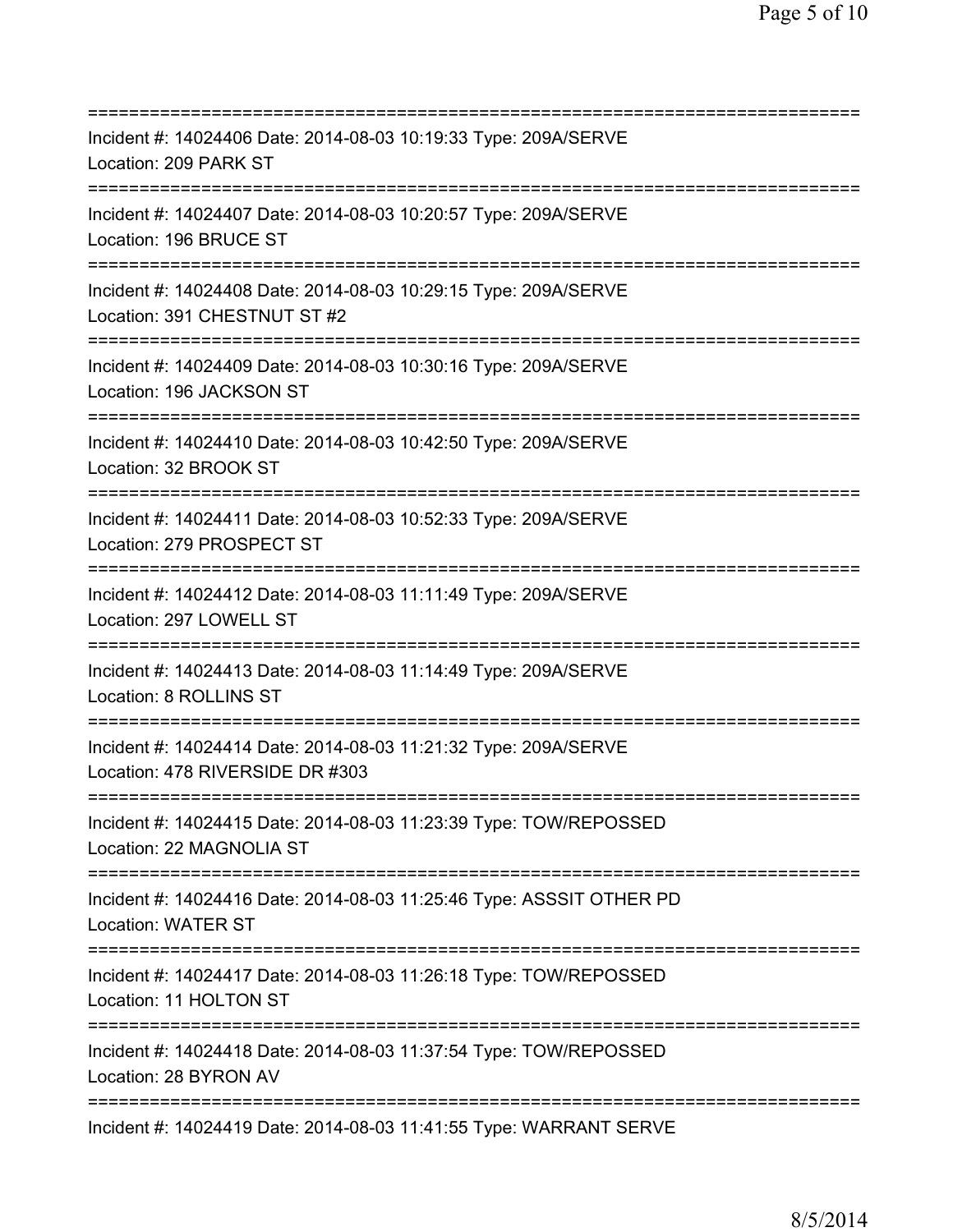===========================================================================
Incident #: 14024406 Date: 2014-08-03 10:19:33 Type: 209A/SERVE
Location: 209 PARK ST
===========================================================================
Incident #: 14024407 Date: 2014-08-03 10:20:57 Type: 209A/SERVE
Location: 196 BRUCE ST
===========================================================================
Incident #: 14024408 Date: 2014-08-03 10:29:15 Type: 209A/SERVE
Location: 391 CHESTNUT ST #2
===========================================================================
Incident #: 14024409 Date: 2014-08-03 10:30:16 Type: 209A/SERVE
Location: 196 JACKSON ST
===========================================================================
Incident #: 14024410 Date: 2014-08-03 10:42:50 Type: 209A/SERVE
Location: 32 BROOK ST
===========================================================================
Incident #: 14024411 Date: 2014-08-03 10:52:33 Type: 209A/SERVE
Location: 279 PROSPECT ST
===========================================================================
Incident #: 14024412 Date: 2014-08-03 11:11:49 Type: 209A/SERVE
Location: 297 LOWELL ST
===========================================================================
Incident #: 14024413 Date: 2014-08-03 11:14:49 Type: 209A/SERVE
Location: 8 ROLLINS ST
===========================================================================
Incident #: 14024414 Date: 2014-08-03 11:21:32 Type: 209A/SERVE
Location: 478 RIVERSIDE DR #303
===========================================================================
Incident #: 14024415 Date: 2014-08-03 11:23:39 Type: TOW/REPOSSED
Location: 22 MAGNOLIA ST
===========================================================================
Incident #: 14024416 Date: 2014-08-03 11:25:46 Type: ASSSIT OTHER PD
Location: WATER ST
===========================================================================
Incident #: 14024417 Date: 2014-08-03 11:26:18 Type: TOW/REPOSSED
Location: 11 HOLTON ST
===========================================================================
Incident #: 14024418 Date: 2014-08-03 11:37:54 Type: TOW/REPOSSED
Location: 28 BYRON AV
===========================================================================
Incident #: 14024419 Date: 2014-08-03 11:41:55 Type: WARRANT SERVE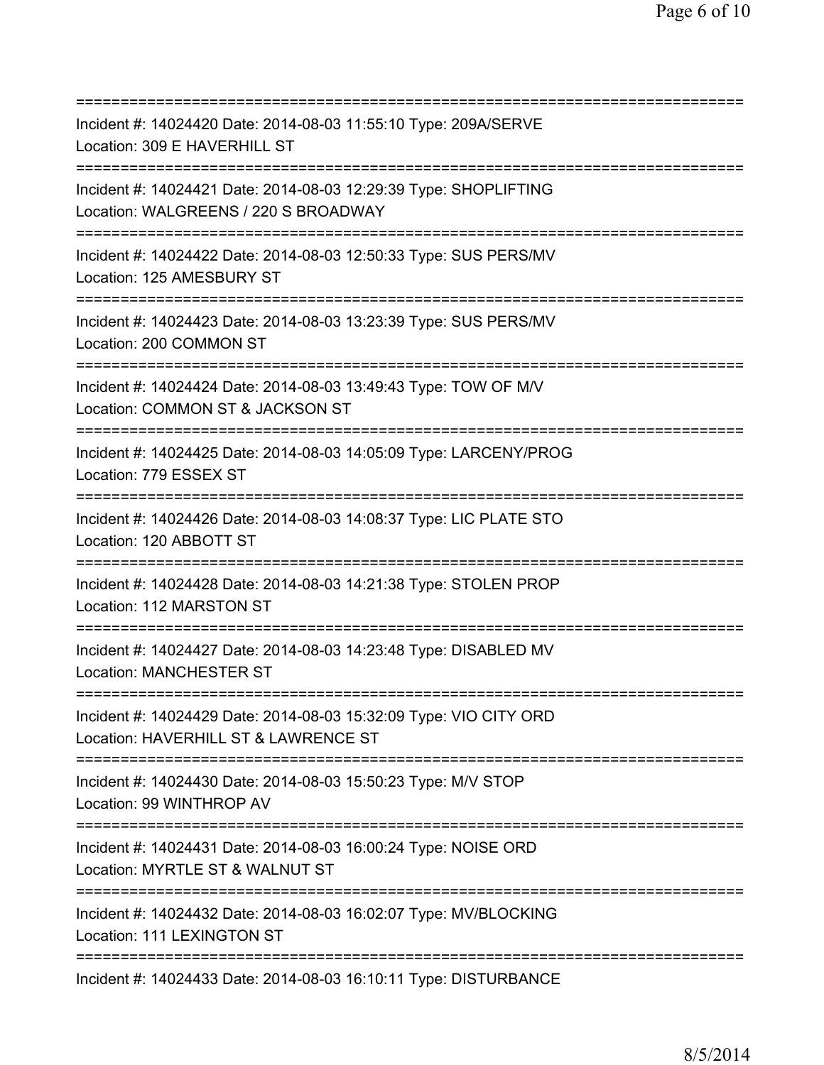===========================================================================
Incident #: 14024420 Date: 2014-08-03 11:55:10 Type: 209A/SERVE
Location: 309 E HAVERHILL ST
===========================================================================
Incident #: 14024421 Date: 2014-08-03 12:29:39 Type: SHOPLIFTING
Location: WALGREENS / 220 S BROADWAY
===========================================================================
Incident #: 14024422 Date: 2014-08-03 12:50:33 Type: SUS PERS/MV
Location: 125 AMESBURY ST
===========================================================================
Incident #: 14024423 Date: 2014-08-03 13:23:39 Type: SUS PERS/MV
Location: 200 COMMON ST
===========================================================================
Incident #: 14024424 Date: 2014-08-03 13:49:43 Type: TOW OF M/V
Location: COMMON ST & JACKSON ST
===========================================================================
Incident #: 14024425 Date: 2014-08-03 14:05:09 Type: LARCENY/PROG
Location: 779 ESSEX ST
===========================================================================
Incident #: 14024426 Date: 2014-08-03 14:08:37 Type: LIC PLATE STO
Location: 120 ABBOTT ST
===========================================================================
Incident #: 14024428 Date: 2014-08-03 14:21:38 Type: STOLEN PROP
Location: 112 MARSTON ST
===========================================================================
Incident #: 14024427 Date: 2014-08-03 14:23:48 Type: DISABLED MV
Location: MANCHESTER ST
===========================================================================
Incident #: 14024429 Date: 2014-08-03 15:32:09 Type: VIO CITY ORD
Location: HAVERHILL ST & LAWRENCE ST
===========================================================================
Incident #: 14024430 Date: 2014-08-03 15:50:23 Type: M/V STOP
Location: 99 WINTHROP AV
===========================================================================
Incident #: 14024431 Date: 2014-08-03 16:00:24 Type: NOISE ORD
Location: MYRTLE ST & WALNUT ST
===========================================================================
Incident #: 14024432 Date: 2014-08-03 16:02:07 Type: MV/BLOCKING
Location: 111 LEXINGTON ST
===========================================================================
Incident #: 14024433 Date: 2014-08-03 16:10:11 Type: DISTURBANCE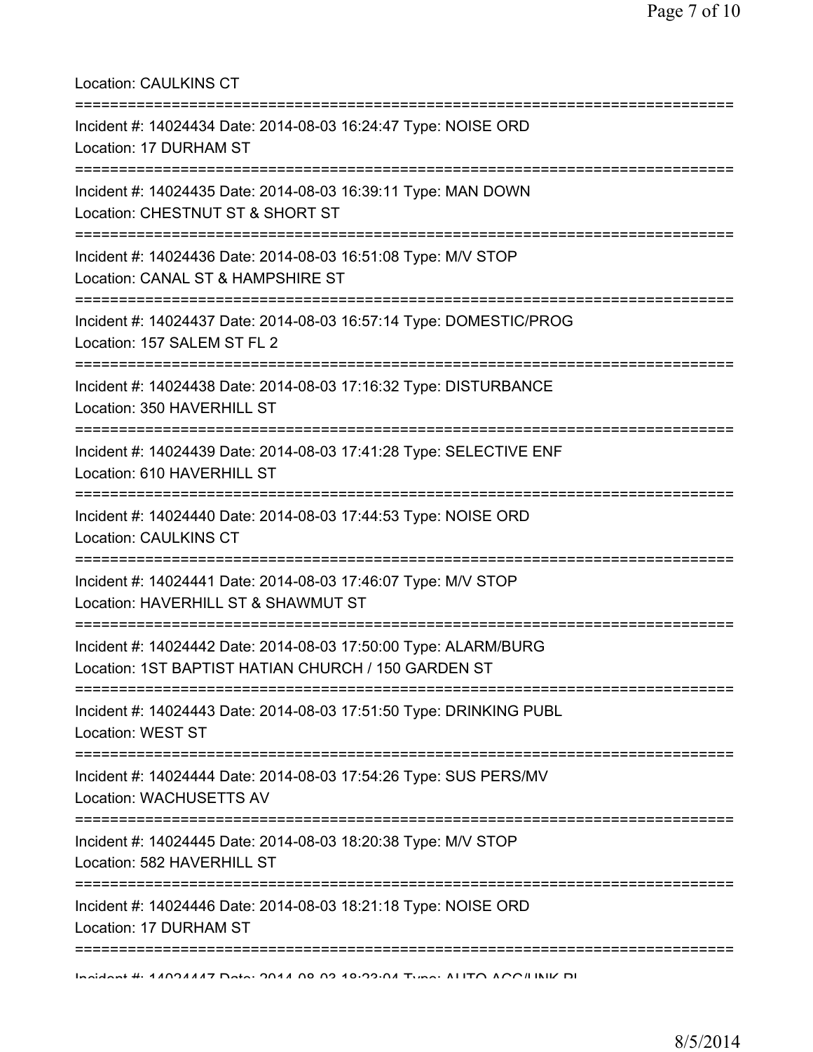Location: CAULKINS CT

===========================================================================

Incident #: 14024434 Date: 2014-08-03 16:24:47 Type: NOISE ORD
Location: 17 DURHAM ST

===========================================================================

Incident #: 14024435 Date: 2014-08-03 16:39:11 Type: MAN DOWN
Location: CHESTNUT ST & SHORT ST

===========================================================================

Incident #: 14024436 Date: 2014-08-03 16:51:08 Type: M/V STOP
Location: CANAL ST & HAMPSHIRE ST

===========================================================================

Incident #: 14024437 Date: 2014-08-03 16:57:14 Type: DOMESTIC/PROG
Location: 157 SALEM ST FL 2

===========================================================================

Incident #: 14024438 Date: 2014-08-03 17:16:32 Type: DISTURBANCE
Location: 350 HAVERHILL ST

===========================================================================

Incident #: 14024439 Date: 2014-08-03 17:41:28 Type: SELECTIVE ENF
Location: 610 HAVERHILL ST

===========================================================================

Incident #: 14024440 Date: 2014-08-03 17:44:53 Type: NOISE ORD
Location: CAULKINS CT

===========================================================================

Incident #: 14024441 Date: 2014-08-03 17:46:07 Type: M/V STOP
Location: HAVERHILL ST & SHAWMUT ST

===========================================================================

Incident #: 14024442 Date: 2014-08-03 17:50:00 Type: ALARM/BURG
Location: 1ST BAPTIST HATIAN CHURCH / 150 GARDEN ST

===========================================================================

Incident #: 14024443 Date: 2014-08-03 17:51:50 Type: DRINKING PUBL
Location: WEST ST

===========================================================================

Incident #: 14024444 Date: 2014-08-03 17:54:26 Type: SUS PERS/MV
Location: WACHUSETTS AV

===========================================================================

Incident #: 14024445 Date: 2014-08-03 18:20:38 Type: M/V STOP
Location: 582 HAVERHILL ST

===========================================================================

Incident #: 14024446 Date: 2014-08-03 18:21:18 Type: NOISE ORD
Location: 17 DURHAM ST

===========================================================================

Incident #: 14024447 Date: 2014-08-03 18:23:04 Type: AUTO ACC/UNK PI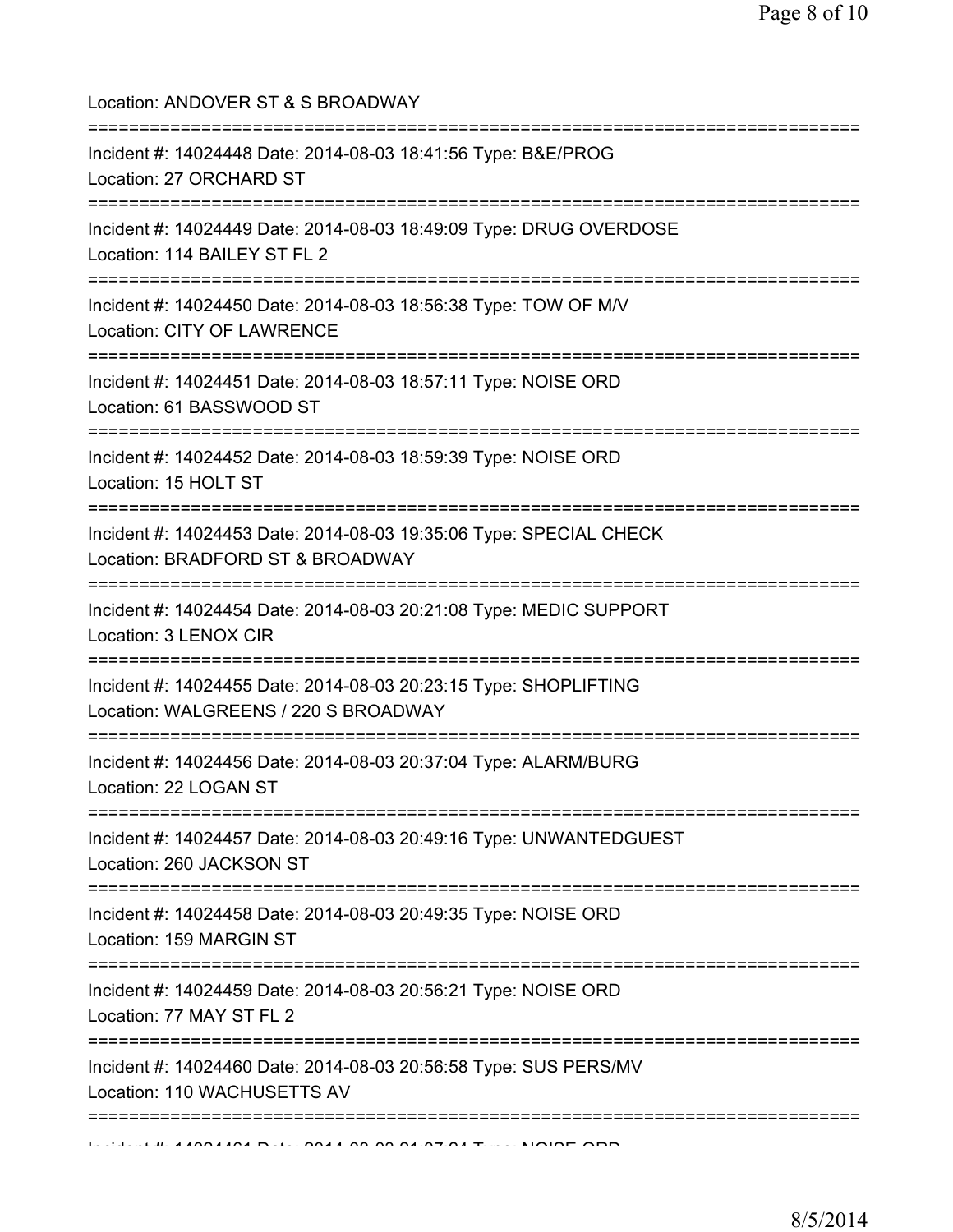Location: ANDOVER ST & S BROADWAY

===========================================================================

Incident #: 14024448 Date: 2014-08-03 18:41:56 Type: B&E/PROG
Location: 27 ORCHARD ST

===========================================================================

Incident #: 14024449 Date: 2014-08-03 18:49:09 Type: DRUG OVERDOSE
Location: 114 BAILEY ST FL 2

===========================================================================

Incident #: 14024450 Date: 2014-08-03 18:56:38 Type: TOW OF M/V
Location: CITY OF LAWRENCE

===========================================================================

Incident #: 14024451 Date: 2014-08-03 18:57:11 Type: NOISE ORD
Location: 61 BASSWOOD ST

===========================================================================

Incident #: 14024452 Date: 2014-08-03 18:59:39 Type: NOISE ORD
Location: 15 HOLT ST

===========================================================================

Incident #: 14024453 Date: 2014-08-03 19:35:06 Type: SPECIAL CHECK
Location: BRADFORD ST & BROADWAY

===========================================================================

Incident #: 14024454 Date: 2014-08-03 20:21:08 Type: MEDIC SUPPORT
Location: 3 LENOX CIR

===========================================================================

Incident #: 14024455 Date: 2014-08-03 20:23:15 Type: SHOPLIFTING
Location: WALGREENS / 220 S BROADWAY

===========================================================================

Incident #: 14024456 Date: 2014-08-03 20:37:04 Type: ALARM/BURG
Location: 22 LOGAN ST

===========================================================================

Incident #: 14024457 Date: 2014-08-03 20:49:16 Type: UNWANTEDGUEST
Location: 260 JACKSON ST

===========================================================================

Incident #: 14024458 Date: 2014-08-03 20:49:35 Type: NOISE ORD
Location: 159 MARGIN ST

===========================================================================

Incident #: 14024459 Date: 2014-08-03 20:56:21 Type: NOISE ORD
Location: 77 MAY ST FL 2

===========================================================================

Incident #: 14024460 Date: 2014-08-03 20:56:58 Type: SUS PERS/MV
Location: 110 WACHUSETTS AV

===========================================================================

Incident #: 14024461 Date: 2014-08-03 21:07:24 Type: NOISE ORD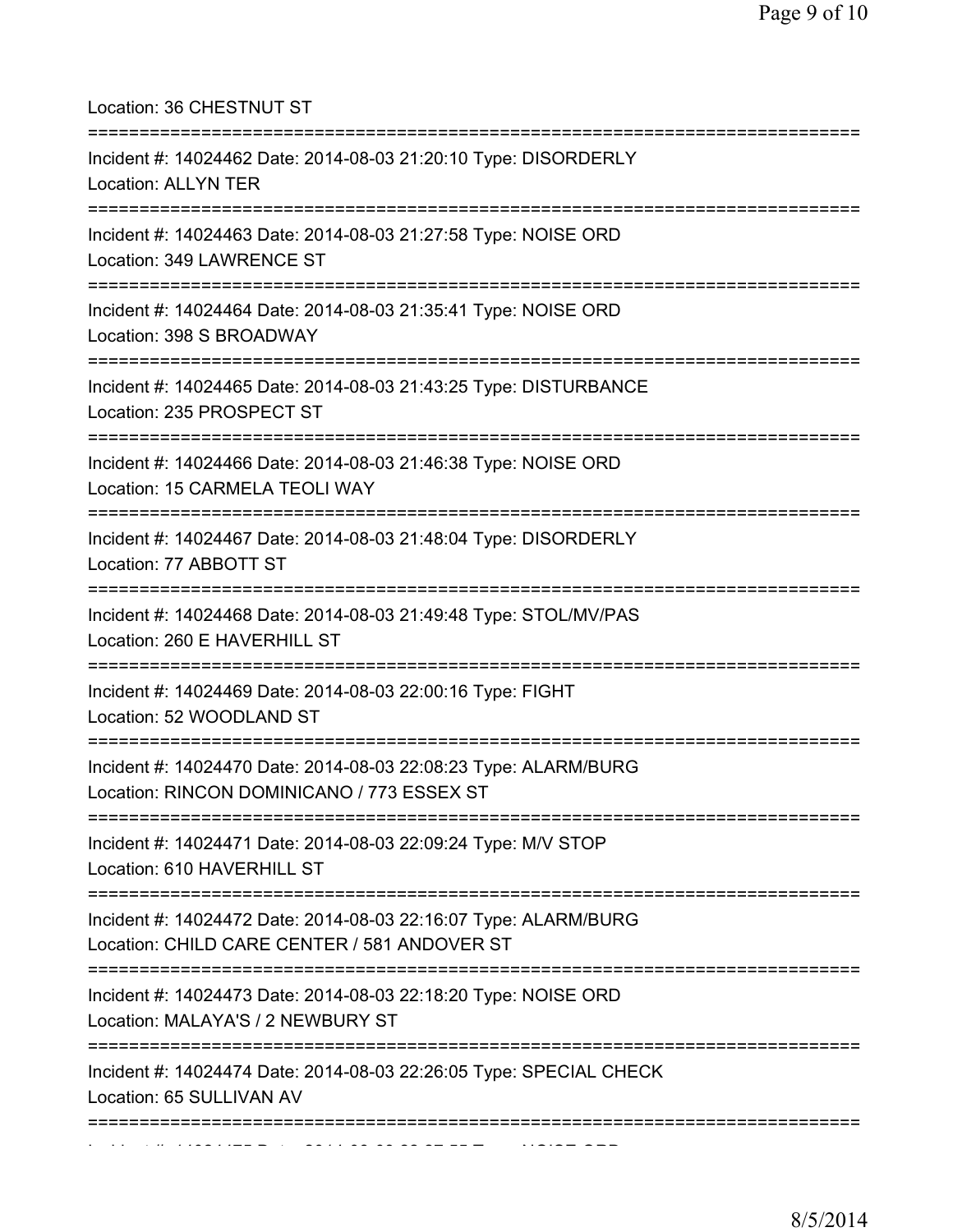Location: 36 CHESTNUT ST

===========================================================================

Incident #: 14024462 Date: 2014-08-03 21:20:10 Type: DISORDERLY
Location: ALLYN TER

===========================================================================

Incident #: 14024463 Date: 2014-08-03 21:27:58 Type: NOISE ORD
Location: 349 LAWRENCE ST

===========================================================================

Incident #: 14024464 Date: 2014-08-03 21:35:41 Type: NOISE ORD
Location: 398 S BROADWAY

===========================================================================

Incident #: 14024465 Date: 2014-08-03 21:43:25 Type: DISTURBANCE
Location: 235 PROSPECT ST

===========================================================================

Incident #: 14024466 Date: 2014-08-03 21:46:38 Type: NOISE ORD
Location: 15 CARMELA TEOLI WAY

===========================================================================

Incident #: 14024467 Date: 2014-08-03 21:48:04 Type: DISORDERLY
Location: 77 ABBOTT ST

===========================================================================

Incident #: 14024468 Date: 2014-08-03 21:49:48 Type: STOL/MV/PAS
Location: 260 E HAVERHILL ST

===========================================================================

Incident #: 14024469 Date: 2014-08-03 22:00:16 Type: FIGHT
Location: 52 WOODLAND ST

===========================================================================

Incident #: 14024470 Date: 2014-08-03 22:08:23 Type: ALARM/BURG
Location: RINCON DOMINICANO / 773 ESSEX ST

===========================================================================

Incident #: 14024471 Date: 2014-08-03 22:09:24 Type: M/V STOP
Location: 610 HAVERHILL ST

===========================================================================

Incident #: 14024472 Date: 2014-08-03 22:16:07 Type: ALARM/BURG
Location: CHILD CARE CENTER / 581 ANDOVER ST

===========================================================================

Incident #: 14024473 Date: 2014-08-03 22:18:20 Type: NOISE ORD
Location: MALAYA'S / 2 NEWBURY ST

===========================================================================

Incident #: 14024474 Date: 2014-08-03 22:26:05 Type: SPECIAL CHECK
Location: 65 SULLIVAN AV

===========================================================================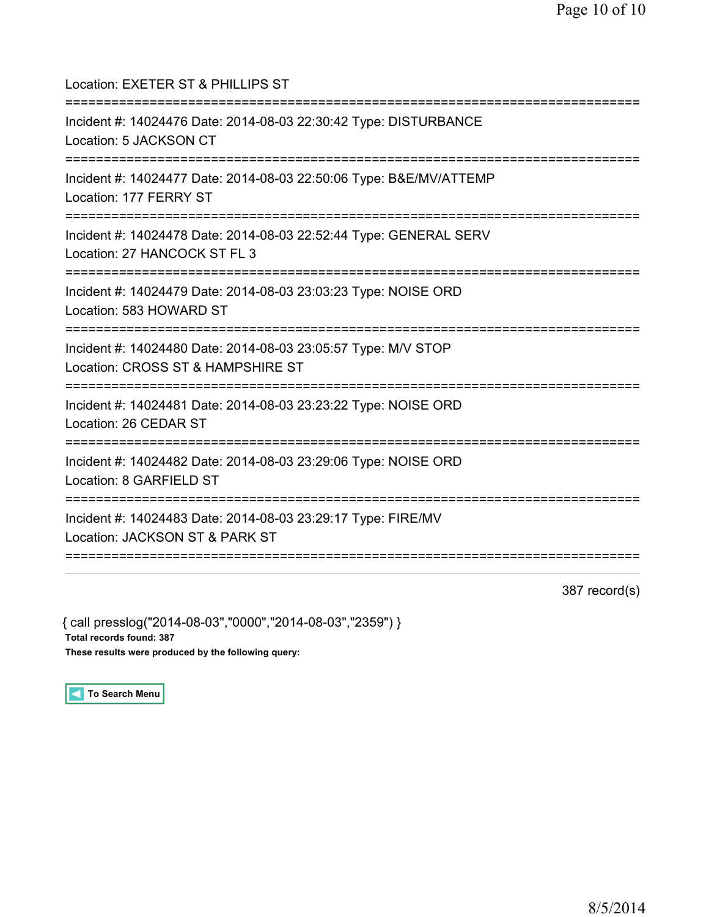Location: EXETER ST & PHILLIPS ST

===========================================================================

Incident #: 14024476 Date: 2014-08-03 22:30:42 Type: DISTURBANCE

Location: 5 JACKSON CT

===========================================================================

Incident #: 14024477 Date: 2014-08-03 22:50:06 Type: B&E/MV/ATTEMP

Location: 177 FERRY ST

===========================================================================

Incident #: 14024478 Date: 2014-08-03 22:52:44 Type: GENERAL SERV

Location: 27 HANCOCK ST FL 3

===========================================================================

Incident #: 14024479 Date: 2014-08-03 23:03:23 Type: NOISE ORD

Location: 583 HOWARD ST

===========================================================================

Incident #: 14024480 Date: 2014-08-03 23:05:57 Type: M/V STOP

Location: CROSS ST & HAMPSHIRE ST

===========================================================================

Incident #: 14024481 Date: 2014-08-03 23:23:22 Type: NOISE ORD

Location: 26 CEDAR ST

===========================================================================

Incident #: 14024482 Date: 2014-08-03 23:29:06 Type: NOISE ORD

Location: 8 GARFIELD ST

===========================================================================

Incident #: 14024483 Date: 2014-08-03 23:29:17 Type: FIRE/MV

Location: JACKSON ST & PARK ST

===========================================================================

387 record(s)

{ call presslog("2014-08-03","0000","2014-08-03","2359") }

**Total records found: 387**

**These results were produced by the following query:**

To Search Menu